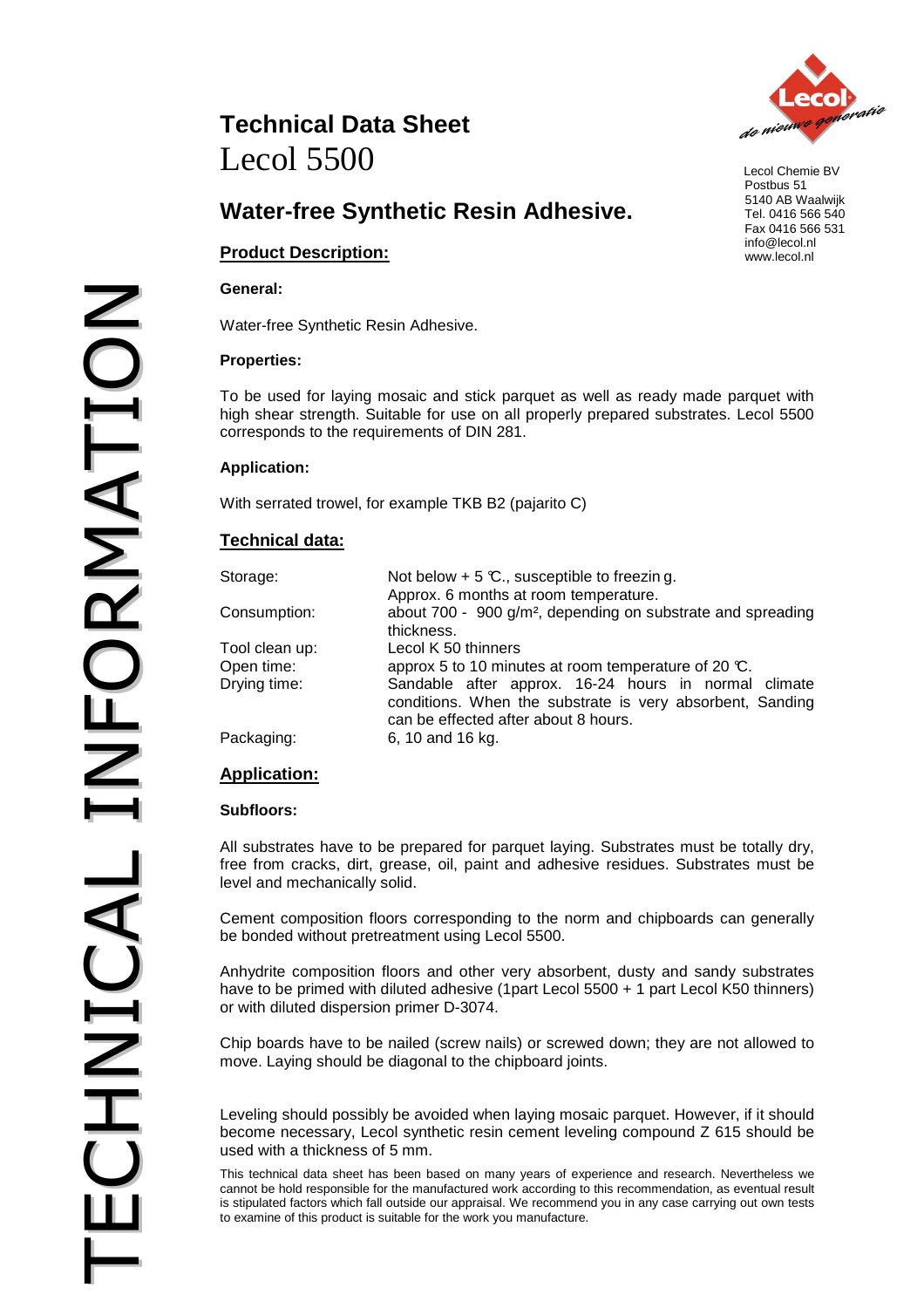# Technical Data Sheet
Lecol 5500

Lecol Chemie BV
Postbus 51
5140 AB Waalwijk
Tel. 0416 566 540
Fax 0416 566 531
info@lecol.nl
www.lecol.nl

TECHNICAL INFORMATION

## Water-free Synthetic Resin Adhesive.

### Product Description:

**General:**

Water-free Synthetic Resin Adhesive.

**Properties:**

To be used for laying mosaic and stick parquet as well as ready made parquet with high shear strength. Suitable for use on all properly prepared substrates. Lecol 5500 corresponds to the requirements of DIN 281.

**Application:**

With serrated trowel, for example TKB B2 (pajarito C)

### Technical data:

| | |
|---|---|
| Storage: | Not below + 5 ℃., susceptible to freezing. Approx. 6 months at room temperature. |
| Consumption: | about 700 - 900 g/m², depending on substrate and spreading thickness. |
| Tool clean up: | Lecol K 50 thinners |
| Open time: | approx 5 to 10 minutes at room temperature of 20 ℃. |
| Drying time: | Sandable after approx. 16-24 hours in normal climate conditions. When the substrate is very absorbent, Sanding can be effected after about 8 hours. |
| Packaging: | 6, 10 and 16 kg. |

### Application:

**Subfloors:**

All substrates have to be prepared for parquet laying. Substrates must be totally dry, free from cracks, dirt, grease, oil, paint and adhesive residues. Substrates must be level and mechanically solid.

Cement composition floors corresponding to the norm and chipboards can generally be bonded without pretreatment using Lecol 5500.

Anhydrite composition floors and other very absorbent, dusty and sandy substrates have to be primed with diluted adhesive (1part Lecol 5500 + 1 part Lecol K50 thinners) or with diluted dispersion primer D-3074.

Chip boards have to be nailed (screw nails) or screwed down; they are not allowed to move. Laying should be diagonal to the chipboard joints.

Leveling should possibly be avoided when laying mosaic parquet. However, if it should become necessary, Lecol synthetic resin cement leveling compound Z 615 should be used with a thickness of 5 mm.

This technical data sheet has been based on many years of experience and research. Nevertheless we cannot be hold responsible for the manufactured work according to this recommendation, as eventual result is stipulated factors which fall outside our appraisal. We recommend you in any case carrying out own tests to examine of this product is suitable for the work you manufacture.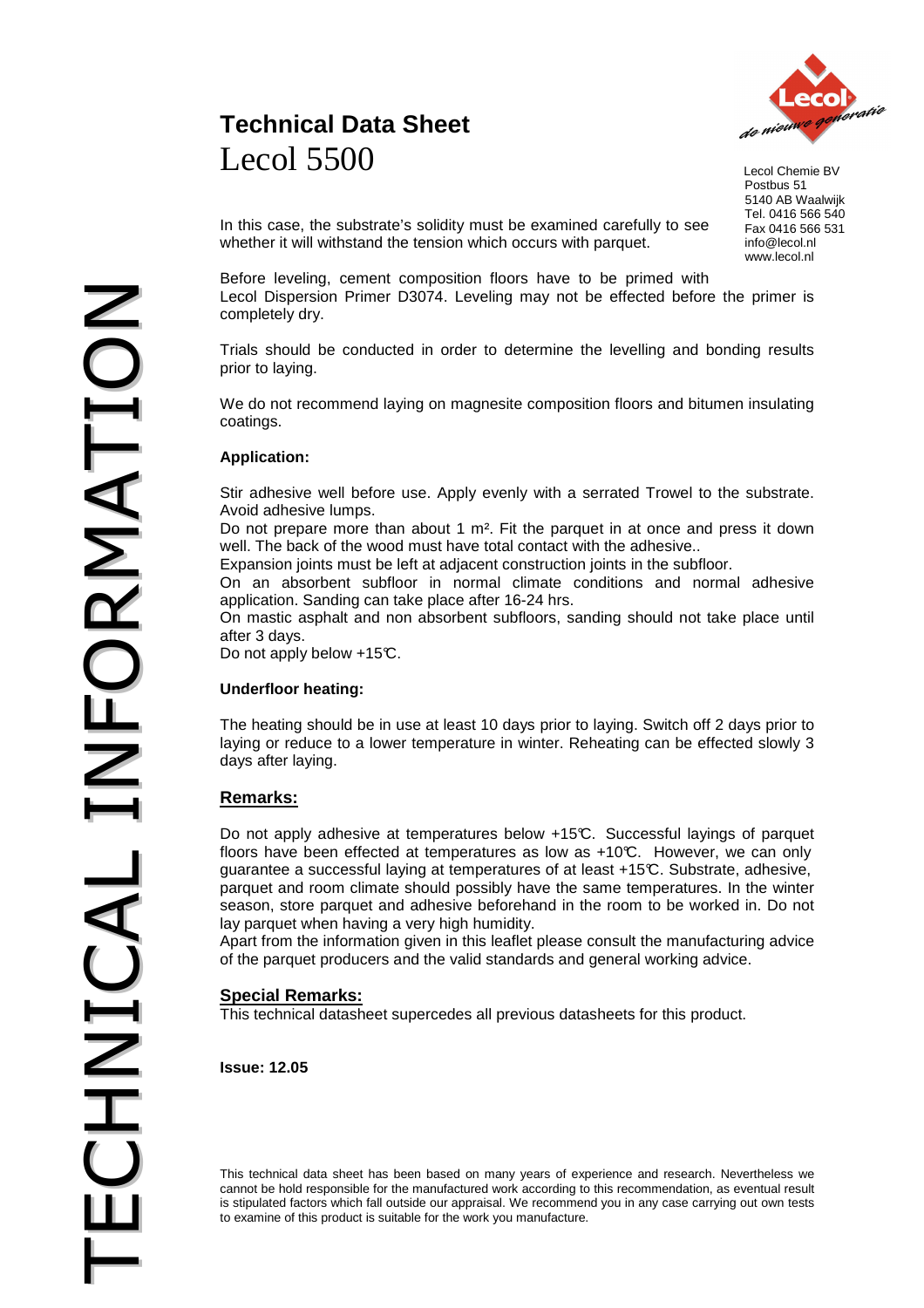# Technical Data Sheet

Lecol 5500

Lecol Chemie BV
Postbus 51
5140 AB Waalwijk
Tel. 0416 566 540
Fax 0416 566 531
info@lecol.nl
www.lecol.nl

In this case, the substrate's solidity must be examined carefully to see whether it will withstand the tension which occurs with parquet.

Before leveling, cement composition floors have to be primed with Lecol Dispersion Primer D3074. Leveling may not be effected before the primer is completely dry.

Trials should be conducted in order to determine the levelling and bonding results prior to laying.

We do not recommend laying on magnesite composition floors and bitumen insulating coatings.

**Application:**

Stir adhesive well before use. Apply evenly with a serrated Trowel to the substrate. Avoid adhesive lumps.
Do not prepare more than about 1 m². Fit the parquet in at once and press it down well. The back of the wood must have total contact with the adhesive..
Expansion joints must be left at adjacent construction joints in the subfloor.
On an absorbent subfloor in normal climate conditions and normal adhesive application. Sanding can take place after 16-24 hrs.
On mastic asphalt and non absorbent subfloors, sanding should not take place until after 3 days.
Do not apply below +15℃.

**Underfloor heating:**

The heating should be in use at least 10 days prior to laying. Switch off 2 days prior to laying or reduce to a lower temperature in winter. Reheating can be effected slowly 3 days after laying.

## Remarks:

Do not apply adhesive at temperatures below +15℃. Successful layings of parquet floors have been effected at temperatures as low as +10℃. However, we can only guarantee a successful laying at temperatures of at least +15℃. Substrate, adhesive, parquet and room climate should possibly have the same temperatures. In the winter season, store parquet and adhesive beforehand in the room to be worked in. Do not lay parquet when having a very high humidity.
Apart from the information given in this leaflet please consult the manufacturing advice of the parquet producers and the valid standards and general working advice.

## Special Remarks:

This technical datasheet supercedes all previous datasheets for this product.

**Issue: 12.05**

This technical data sheet has been based on many years of experience and research. Nevertheless we cannot be hold responsible for the manufactured work according to this recommendation, as eventual result is stipulated factors which fall outside our appraisal. We recommend you in any case carrying out own tests to examine of this product is suitable for the work you manufacture.